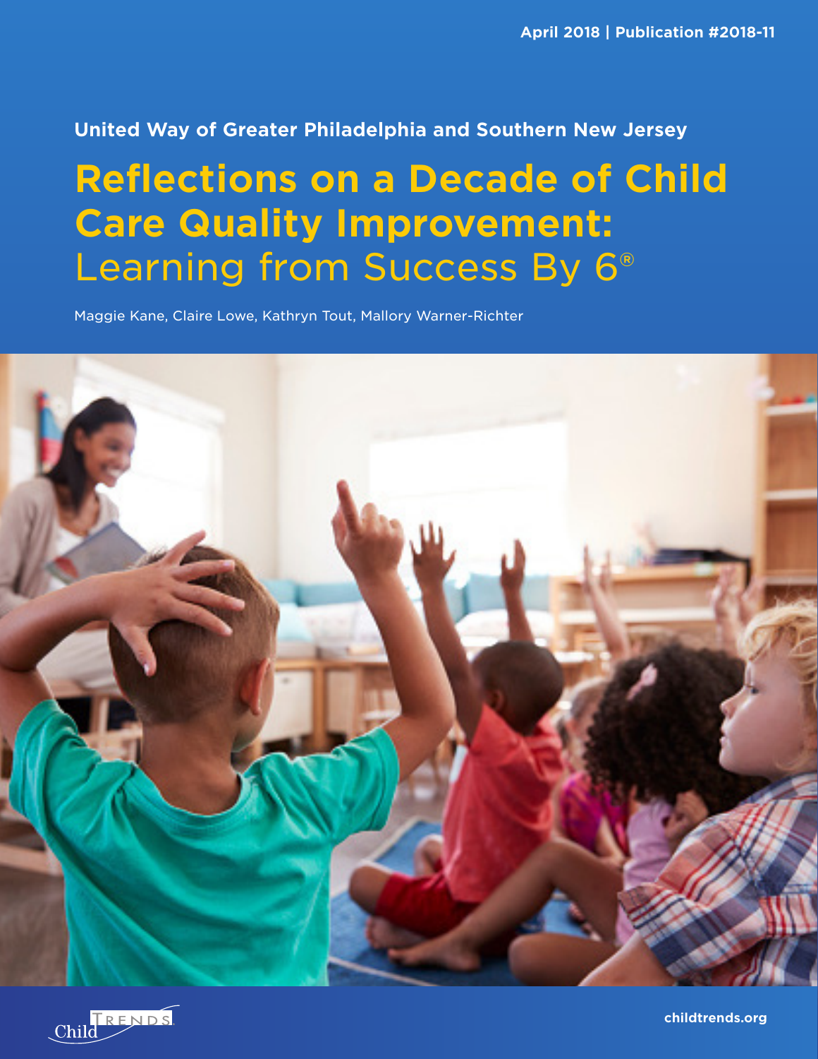April 2018 | Publication #2018-11

**United Way of Greater Philadelphia and Southern New Jersey**

# Reflections on a Decade of Child Care Quality Improvement: Learning from Success By 6®

Maggie Kane, Claire Lowe, Kathryn Tout, Mallory Warner-Richter

childtrends.org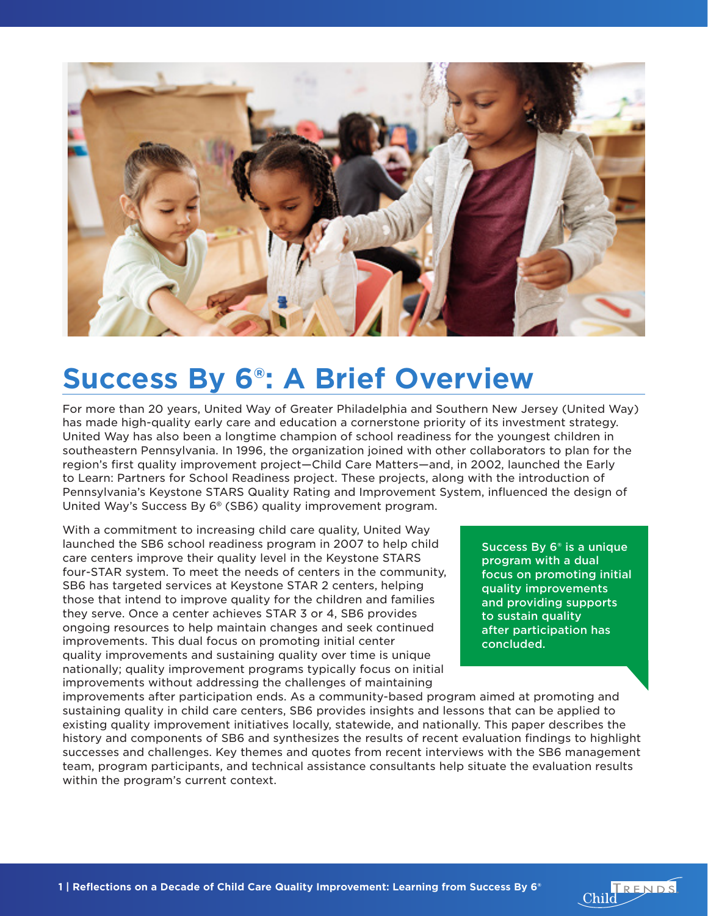# Success By 6®: A Brief Overview

For more than 20 years, United Way of Greater Philadelphia and Southern New Jersey (United Way) has made high-quality early care and education a cornerstone priority of its investment strategy. United Way has also been a longtime champion of school readiness for the youngest children in southeastern Pennsylvania. In 1996, the organization joined with other collaborators to plan for the region's first quality improvement project—Child Care Matters—and, in 2002, launched the Early to Learn: Partners for School Readiness project. These projects, along with the introduction of Pennsylvania's Keystone STARS Quality Rating and Improvement System, influenced the design of United Way's Success By 6® (SB6) quality improvement program.

With a commitment to increasing child care quality, United Way launched the SB6 school readiness program in 2007 to help child care centers improve their quality level in the Keystone STARS four-STAR system. To meet the needs of centers in the community, SB6 has targeted services at Keystone STAR 2 centers, helping those that intend to improve quality for the children and families they serve. Once a center achieves STAR 3 or 4, SB6 provides ongoing resources to help maintain changes and seek continued improvements. This dual focus on promoting initial center quality improvements and sustaining quality over time is unique nationally; quality improvement programs typically focus on initial improvements without addressing the challenges of maintaining improvements after participation ends. As a community-based program aimed at promoting and sustaining quality in child care centers, SB6 provides insights and lessons that can be applied to existing quality improvement initiatives locally, statewide, and nationally. This paper describes the history and components of SB6 and synthesizes the results of recent evaluation findings to highlight successes and challenges. Key themes and quotes from recent interviews with the SB6 management team, program participants, and technical assistance consultants help situate the evaluation results within the program's current context.

> Success By 6® is a unique program with a dual focus on promoting initial quality improvements and providing supports to sustain quality after participation has concluded.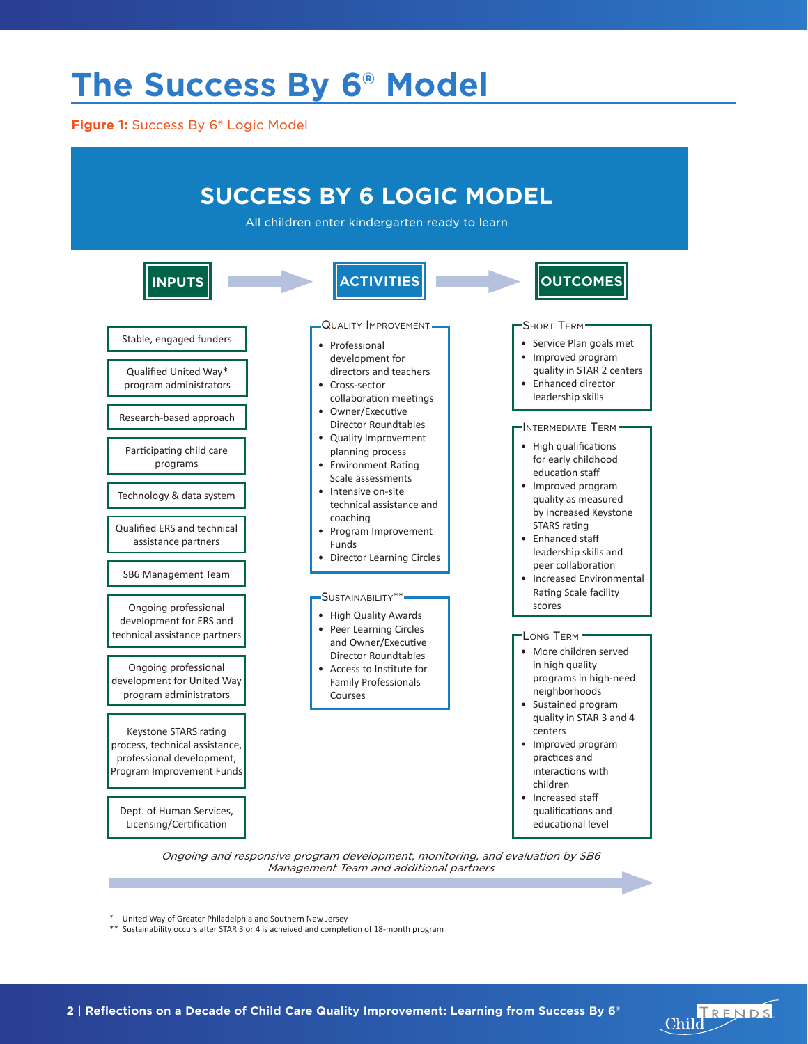# The Success By 6® Model

**Figure 1:** Success By 6® Logic Model

## SUCCESS BY 6 LOGIC MODEL

All children enter kindergarten ready to learn

**INPUTS** → **ACTIVITIES** → **OUTCOMES**

### Inputs

- Stable, engaged funders
- Qualified United Way* program administrators
- Research-based approach
- Participating child care programs
- Technology & data system
- Qualified ERS and technical assistance partners
- SB6 Management Team
- Ongoing professional development for ERS and technical assistance partners
- Ongoing professional development for United Way program administrators
- Keystone STARS rating process, technical assistance, professional development, Program Improvement Funds
- Dept. of Human Services, Licensing/Certification

### Activities

**Quality Improvement**

- Professional development for directors and teachers
- Cross-sector collaboration meetings
- Owner/Executive Director Roundtables
- Quality Improvement planning process
- Environment Rating Scale assessments
- Intensive on-site technical assistance and coaching
- Program Improvement Funds
- Director Learning Circles

**Sustainability****

- High Quality Awards
- Peer Learning Circles and Owner/Executive Director Roundtables
- Access to Institute for Family Professionals Courses

### Outcomes

**Short Term**

- Service Plan goals met
- Improved program quality in STAR 2 centers
- Enhanced director leadership skills

**Intermediate Term**

- High qualifications for early childhood education staff
- Improved program quality as measured by increased Keystone STARS rating
- Enhanced staff leadership skills and peer collaboration
- Increased Environmental Rating Scale facility scores

**Long Term**

- More children served in high quality programs in high-need neighborhoods
- Sustained program quality in STAR 3 and 4 centers
- Improved program practices and interactions with children
- Increased staff qualifications and educational level

*Ongoing and responsive program development, monitoring, and evaluation by SB6 Management Team and additional partners*

\* United Way of Greater Philadelphia and Southern New Jersey
\** Sustainability occurs after STAR 3 or 4 is acheived and completion of 18-month program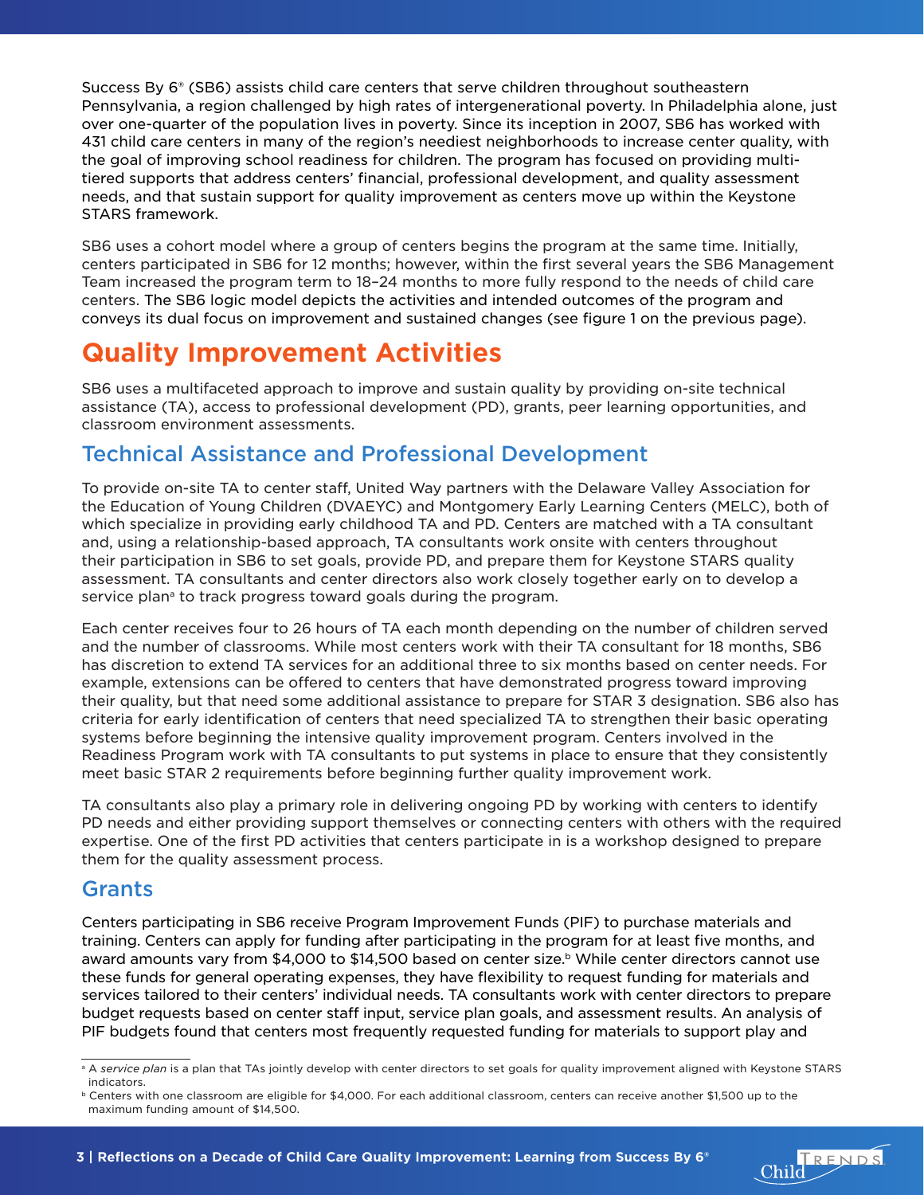Success By 6® (SB6) assists child care centers that serve children throughout southeastern Pennsylvania, a region challenged by high rates of intergenerational poverty. In Philadelphia alone, just over one-quarter of the population lives in poverty. Since its inception in 2007, SB6 has worked with 431 child care centers in many of the region's neediest neighborhoods to increase center quality, with the goal of improving school readiness for children. The program has focused on providing multi-tiered supports that address centers' financial, professional development, and quality assessment needs, and that sustain support for quality improvement as centers move up within the Keystone STARS framework.

SB6 uses a cohort model where a group of centers begins the program at the same time. Initially, centers participated in SB6 for 12 months; however, within the first several years the SB6 Management Team increased the program term to 18–24 months to more fully respond to the needs of child care centers. The SB6 logic model depicts the activities and intended outcomes of the program and conveys its dual focus on improvement and sustained changes (see figure 1 on the previous page).

# Quality Improvement Activities

SB6 uses a multifaceted approach to improve and sustain quality by providing on-site technical assistance (TA), access to professional development (PD), grants, peer learning opportunities, and classroom environment assessments.

## Technical Assistance and Professional Development

To provide on-site TA to center staff, United Way partners with the Delaware Valley Association for the Education of Young Children (DVAEYC) and Montgomery Early Learning Centers (MELC), both of which specialize in providing early childhood TA and PD. Centers are matched with a TA consultant and, using a relationship-based approach, TA consultants work onsite with centers throughout their participation in SB6 to set goals, provide PD, and prepare them for Keystone STARS quality assessment. TA consultants and center directors also work closely together early on to develop a service plan[a] to track progress toward goals during the program.

Each center receives four to 26 hours of TA each month depending on the number of children served and the number of classrooms. While most centers work with their TA consultant for 18 months, SB6 has discretion to extend TA services for an additional three to six months based on center needs. For example, extensions can be offered to centers that have demonstrated progress toward improving their quality, but that need some additional assistance to prepare for STAR 3 designation. SB6 also has criteria for early identification of centers that need specialized TA to strengthen their basic operating systems before beginning the intensive quality improvement program. Centers involved in the Readiness Program work with TA consultants to put systems in place to ensure that they consistently meet basic STAR 2 requirements before beginning further quality improvement work.

TA consultants also play a primary role in delivering ongoing PD by working with centers to identify PD needs and either providing support themselves or connecting centers with others with the required expertise. One of the first PD activities that centers participate in is a workshop designed to prepare them for the quality assessment process.

## Grants

Centers participating in SB6 receive Program Improvement Funds (PIF) to purchase materials and training. Centers can apply for funding after participating in the program for at least five months, and award amounts vary from $4,000 to $14,500 based on center size.[b] While center directors cannot use these funds for general operating expenses, they have flexibility to request funding for materials and services tailored to their centers' individual needs. TA consultants work with center directors to prepare budget requests based on center staff input, service plan goals, and assessment results. An analysis of PIF budgets found that centers most frequently requested funding for materials to support play and

---

[a] A *service plan* is a plan that TAs jointly develop with center directors to set goals for quality improvement aligned with Keystone STARS indicators.

[b] Centers with one classroom are eligible for $4,000. For each additional classroom, centers can receive another $1,500 up to the maximum funding amount of $14,500.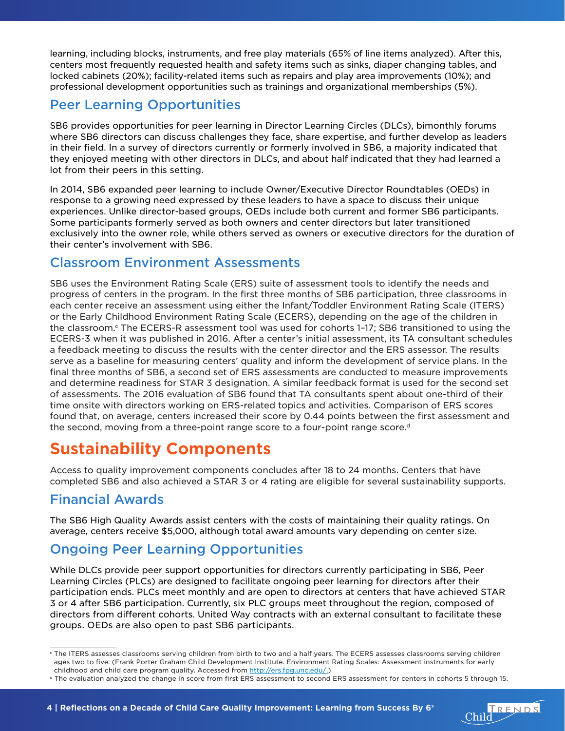learning, including blocks, instruments, and free play materials (65% of line items analyzed). After this, centers most frequently requested health and safety items such as sinks, diaper changing tables, and locked cabinets (20%); facility-related items such as repairs and play area improvements (10%); and professional development opportunities such as trainings and organizational memberships (5%).

## Peer Learning Opportunities

SB6 provides opportunities for peer learning in Director Learning Circles (DLCs), bimonthly forums where SB6 directors can discuss challenges they face, share expertise, and further develop as leaders in their field. In a survey of directors currently or formerly involved in SB6, a majority indicated that they enjoyed meeting with other directors in DLCs, and about half indicated that they had learned a lot from their peers in this setting.

In 2014, SB6 expanded peer learning to include Owner/Executive Director Roundtables (OEDs) in response to a growing need expressed by these leaders to have a space to discuss their unique experiences. Unlike director-based groups, OEDs include both current and former SB6 participants. Some participants formerly served as both owners and center directors but later transitioned exclusively into the owner role, while others served as owners or executive directors for the duration of their center's involvement with SB6.

## Classroom Environment Assessments

SB6 uses the Environment Rating Scale (ERS) suite of assessment tools to identify the needs and progress of centers in the program. In the first three months of SB6 participation, three classrooms in each center receive an assessment using either the Infant/Toddler Environment Rating Scale (ITERS) or the Early Childhood Environment Rating Scale (ECERS), depending on the age of the children in the classroom.[c] The ECERS-R assessment tool was used for cohorts 1–17; SB6 transitioned to using the ECERS-3 when it was published in 2016. After a center's initial assessment, its TA consultant schedules a feedback meeting to discuss the results with the center director and the ERS assessor. The results serve as a baseline for measuring centers' quality and inform the development of service plans. In the final three months of SB6, a second set of ERS assessments are conducted to measure improvements and determine readiness for STAR 3 designation. A similar feedback format is used for the second set of assessments. The 2016 evaluation of SB6 found that TA consultants spent about one-third of their time onsite with directors working on ERS-related topics and activities. Comparison of ERS scores found that, on average, centers increased their score by 0.44 points between the first assessment and the second, moving from a three-point range score to a four-point range score.[d]

# Sustainability Components

Access to quality improvement components concludes after 18 to 24 months. Centers that have completed SB6 and also achieved a STAR 3 or 4 rating are eligible for several sustainability supports.

## Financial Awards

The SB6 High Quality Awards assist centers with the costs of maintaining their quality ratings. On average, centers receive $5,000, although total award amounts vary depending on center size.

## Ongoing Peer Learning Opportunities

While DLCs provide peer support opportunities for directors currently participating in SB6, Peer Learning Circles (PLCs) are designed to facilitate ongoing peer learning for directors after their participation ends. PLCs meet monthly and are open to directors at centers that have achieved STAR 3 or 4 after SB6 participation. Currently, six PLC groups meet throughout the region, composed of directors from different cohorts. United Way contracts with an external consultant to facilitate these groups. OEDs are also open to past SB6 participants.

---

[c] The ITERS assesses classrooms serving children from birth to two and a half years. The ECERS assesses classrooms serving children ages two to five. (Frank Porter Graham Child Development Institute. Environment Rating Scales: Assessment instruments for early childhood and child care program quality. Accessed from http://ers.fpg.unc.edu/.)

[d] The evaluation analyzed the change in score from first ERS assessment to second ERS assessment for centers in cohorts 5 through 15.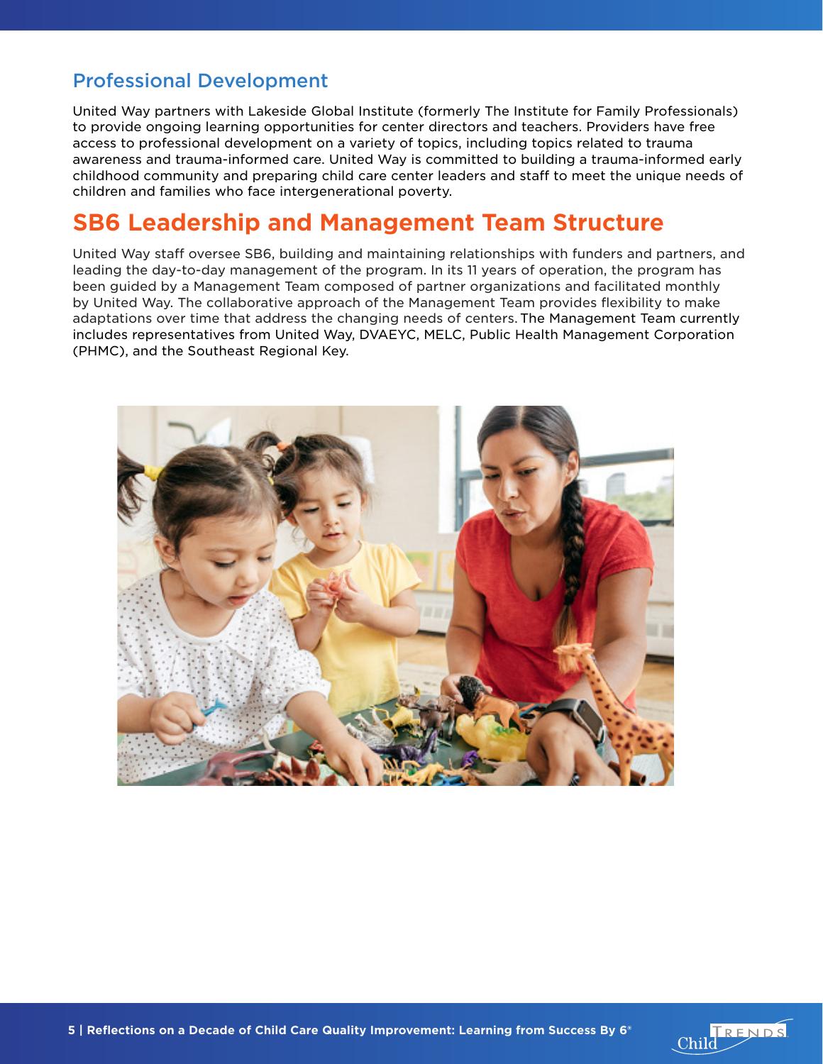## Professional Development

United Way partners with Lakeside Global Institute (formerly The Institute for Family Professionals) to provide ongoing learning opportunities for center directors and teachers. Providers have free access to professional development on a variety of topics, including topics related to trauma awareness and trauma-informed care. United Way is committed to building a trauma-informed early childhood community and preparing child care center leaders and staff to meet the unique needs of children and families who face intergenerational poverty.

# SB6 Leadership and Management Team Structure

United Way staff oversee SB6, building and maintaining relationships with funders and partners, and leading the day-to-day management of the program. In its 11 years of operation, the program has been guided by a Management Team composed of partner organizations and facilitated monthly by United Way. The collaborative approach of the Management Team provides flexibility to make adaptations over time that address the changing needs of centers. The Management Team currently includes representatives from United Way, DVAEYC, MELC, Public Health Management Corporation (PHMC), and the Southeast Regional Key.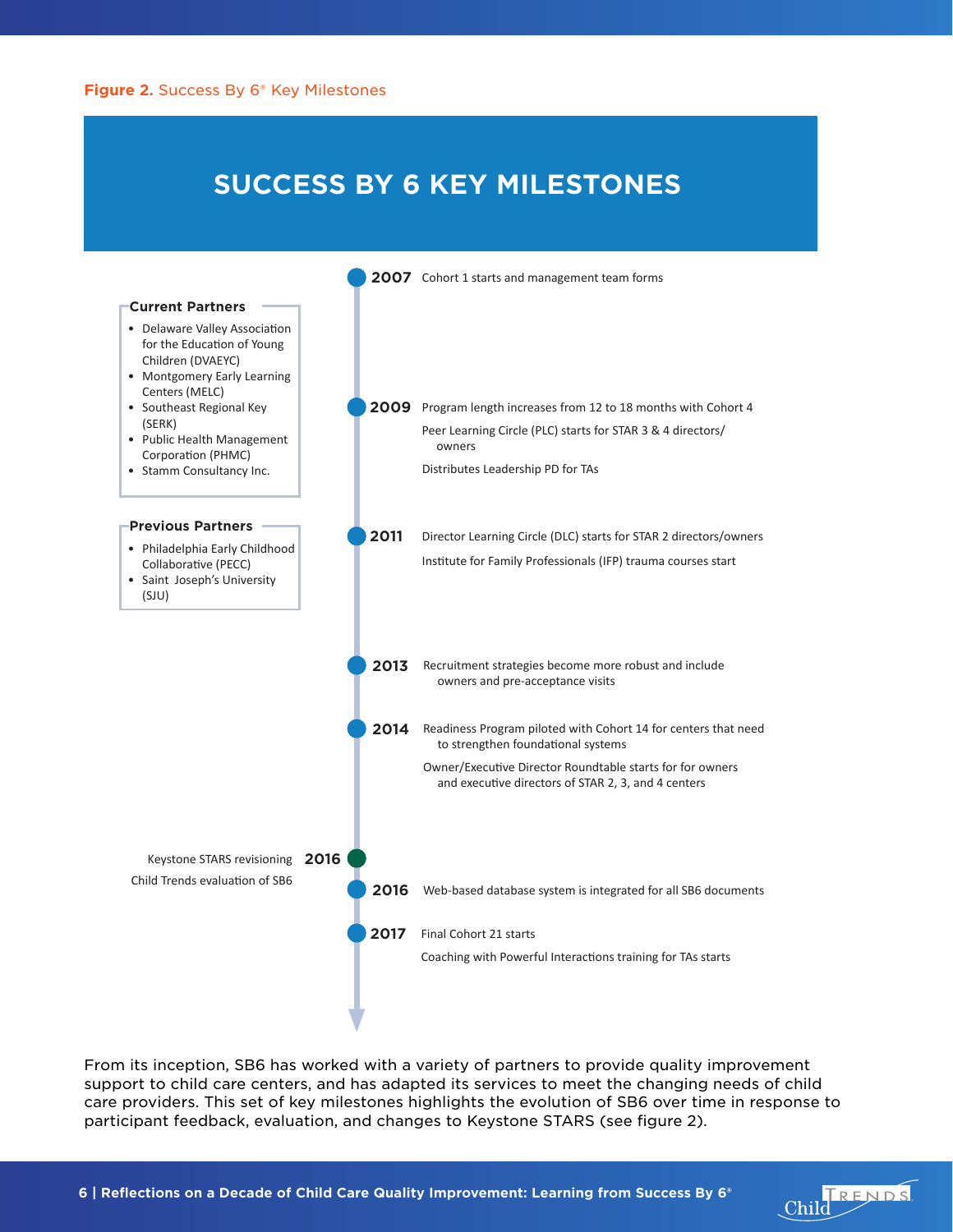**Figure 2.** Success By 6® Key Milestones

## SUCCESS BY 6 KEY MILESTONES

**Current Partners**

- Delaware Valley Association for the Education of Young Children (DVAEYC)
- Montgomery Early Learning Centers (MELC)
- Southeast Regional Key (SERK)
- Public Health Management Corporation (PHMC)
- Stamm Consultancy Inc.

**Previous Partners**

- Philadelphia Early Childhood Collaborative (PECC)
- Saint Joseph's University (SJU)

**2007** Cohort 1 starts and management team forms

**2009** Program length increases from 12 to 18 months with Cohort 4

Peer Learning Circle (PLC) starts for STAR 3 & 4 directors/owners

Distributes Leadership PD for TAs

**2011** Director Learning Circle (DLC) starts for STAR 2 directors/owners

Institute for Family Professionals (IFP) trauma courses start

**2013** Recruitment strategies become more robust and include owners and pre-acceptance visits

**2014** Readiness Program piloted with Cohort 14 for centers that need to strengthen foundational systems

Owner/Executive Director Roundtable starts for for owners and executive directors of STAR 2, 3, and 4 centers

**2016** Keystone STARS revisioning

Child Trends evaluation of SB6

**2016** Web-based database system is integrated for all SB6 documents

**2017** Final Cohort 21 starts

Coaching with Powerful Interactions training for TAs starts

From its inception, SB6 has worked with a variety of partners to provide quality improvement support to child care centers, and has adapted its services to meet the changing needs of child care providers. This set of key milestones highlights the evolution of SB6 over time in response to participant feedback, evaluation, and changes to Keystone STARS (see figure 2).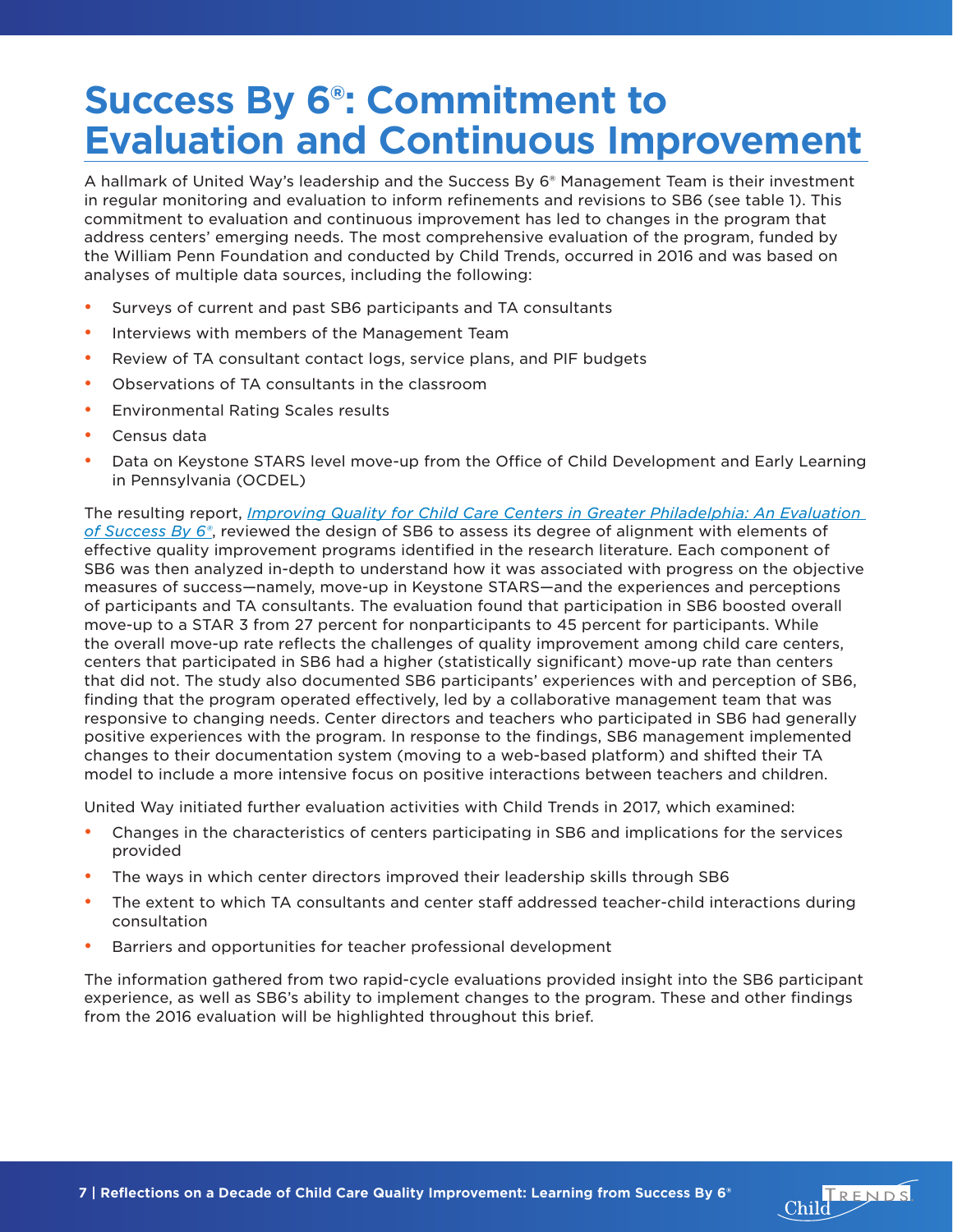# Success By 6®: Commitment to Evaluation and Continuous Improvement

A hallmark of United Way's leadership and the Success By 6® Management Team is their investment in regular monitoring and evaluation to inform refinements and revisions to SB6 (see table 1). This commitment to evaluation and continuous improvement has led to changes in the program that address centers' emerging needs. The most comprehensive evaluation of the program, funded by the William Penn Foundation and conducted by Child Trends, occurred in 2016 and was based on analyses of multiple data sources, including the following:

- Surveys of current and past SB6 participants and TA consultants
- Interviews with members of the Management Team
- Review of TA consultant contact logs, service plans, and PIF budgets
- Observations of TA consultants in the classroom
- Environmental Rating Scales results
- Census data
- Data on Keystone STARS level move-up from the Office of Child Development and Early Learning in Pennsylvania (OCDEL)

The resulting report, *Improving Quality for Child Care Centers in Greater Philadelphia: An Evaluation of Success By 6®*, reviewed the design of SB6 to assess its degree of alignment with elements of effective quality improvement programs identified in the research literature. Each component of SB6 was then analyzed in-depth to understand how it was associated with progress on the objective measures of success—namely, move-up in Keystone STARS—and the experiences and perceptions of participants and TA consultants. The evaluation found that participation in SB6 boosted overall move-up to a STAR 3 from 27 percent for nonparticipants to 45 percent for participants. While the overall move-up rate reflects the challenges of quality improvement among child care centers, centers that participated in SB6 had a higher (statistically significant) move-up rate than centers that did not. The study also documented SB6 participants' experiences with and perception of SB6, finding that the program operated effectively, led by a collaborative management team that was responsive to changing needs. Center directors and teachers who participated in SB6 had generally positive experiences with the program. In response to the findings, SB6 management implemented changes to their documentation system (moving to a web-based platform) and shifted their TA model to include a more intensive focus on positive interactions between teachers and children.

United Way initiated further evaluation activities with Child Trends in 2017, which examined:

- Changes in the characteristics of centers participating in SB6 and implications for the services provided
- The ways in which center directors improved their leadership skills through SB6
- The extent to which TA consultants and center staff addressed teacher-child interactions during consultation
- Barriers and opportunities for teacher professional development

The information gathered from two rapid-cycle evaluations provided insight into the SB6 participant experience, as well as SB6's ability to implement changes to the program. These and other findings from the 2016 evaluation will be highlighted throughout this brief.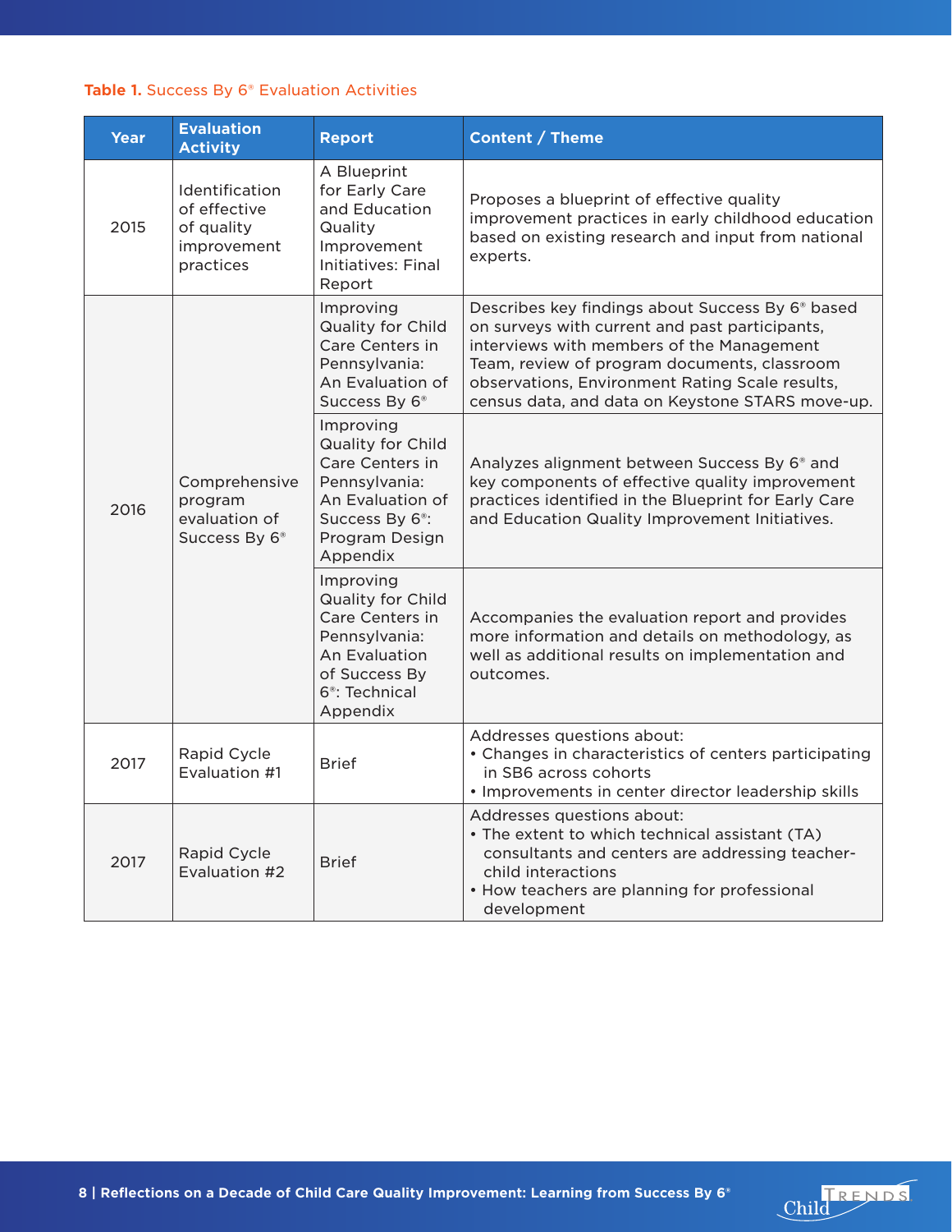**Table 1.** Success By 6® Evaluation Activities

| Year | Evaluation Activity | Report | Content / Theme |
|---|---|---|---|
| 2015 | Identification of effective of quality improvement practices | A Blueprint for Early Care and Education Quality Improvement Initiatives: Final Report | Proposes a blueprint of effective quality improvement practices in early childhood education based on existing research and input from national experts. |
| 2016 | Comprehensive program evaluation of Success By 6® | Improving Quality for Child Care Centers in Pennsylvania: An Evaluation of Success By 6® | Describes key findings about Success By 6® based on surveys with current and past participants, interviews with members of the Management Team, review of program documents, classroom observations, Environment Rating Scale results, census data, and data on Keystone STARS move-up. |
| | | Improving Quality for Child Care Centers in Pennsylvania: An Evaluation of Success By 6®: Program Design Appendix | Analyzes alignment between Success By 6® and key components of effective quality improvement practices identified in the Blueprint for Early Care and Education Quality Improvement Initiatives. |
| | | Improving Quality for Child Care Centers in Pennsylvania: An Evaluation of Success By 6®: Technical Appendix | Accompanies the evaluation report and provides more information and details on methodology, as well as additional results on implementation and outcomes. |
| 2017 | Rapid Cycle Evaluation #1 | Brief | Addresses questions about: • Changes in characteristics of centers participating in SB6 across cohorts • Improvements in center director leadership skills |
| 2017 | Rapid Cycle Evaluation #2 | Brief | Addresses questions about: • The extent to which technical assistant (TA) consultants and centers are addressing teacher-child interactions • How teachers are planning for professional development |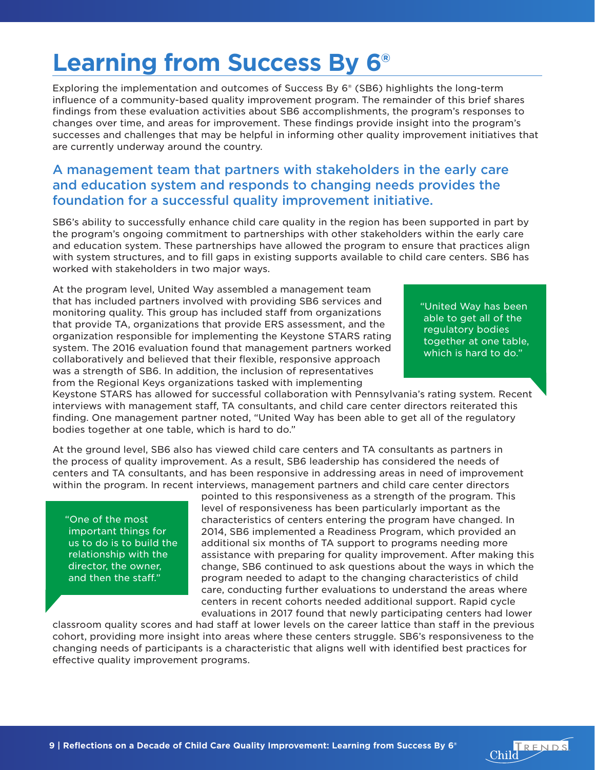# Learning from Success By 6®

Exploring the implementation and outcomes of Success By 6® (SB6) highlights the long-term influence of a community-based quality improvement program. The remainder of this brief shares findings from these evaluation activities about SB6 accomplishments, the program's responses to changes over time, and areas for improvement. These findings provide insight into the program's successes and challenges that may be helpful in informing other quality improvement initiatives that are currently underway around the country.

## A management team that partners with stakeholders in the early care and education system and responds to changing needs provides the foundation for a successful quality improvement initiative.

SB6's ability to successfully enhance child care quality in the region has been supported in part by the program's ongoing commitment to partnerships with other stakeholders within the early care and education system. These partnerships have allowed the program to ensure that practices align with system structures, and to fill gaps in existing supports available to child care centers. SB6 has worked with stakeholders in two major ways.

At the program level, United Way assembled a management team that has included partners involved with providing SB6 services and monitoring quality. This group has included staff from organizations that provide TA, organizations that provide ERS assessment, and the organization responsible for implementing the Keystone STARS rating system. The 2016 evaluation found that management partners worked collaboratively and believed that their flexible, responsive approach was a strength of SB6. In addition, the inclusion of representatives from the Regional Keys organizations tasked with implementing Keystone STARS has allowed for successful collaboration with Pennsylvania's rating system. Recent interviews with management staff, TA consultants, and child care center directors reiterated this finding. One management partner noted, "United Way has been able to get all of the regulatory bodies together at one table, which is hard to do."

> "United Way has been able to get all of the regulatory bodies together at one table, which is hard to do."

At the ground level, SB6 also has viewed child care centers and TA consultants as partners in the process of quality improvement. As a result, SB6 leadership has considered the needs of centers and TA consultants, and has been responsive in addressing areas in need of improvement within the program. In recent interviews, management partners and child care center directors pointed to this responsiveness as a strength of the program. This level of responsiveness has been particularly important as the characteristics of centers entering the program have changed. In 2014, SB6 implemented a Readiness Program, which provided an additional six months of TA support to programs needing more assistance with preparing for quality improvement. After making this change, SB6 continued to ask questions about the ways in which the program needed to adapt to the changing characteristics of child care, conducting further evaluations to understand the areas where centers in recent cohorts needed additional support. Rapid cycle evaluations in 2017 found that newly participating centers had lower classroom quality scores and had staff at lower levels on the career lattice than staff in the previous cohort, providing more insight into areas where these centers struggle. SB6's responsiveness to the changing needs of participants is a characteristic that aligns well with identified best practices for effective quality improvement programs.

> "One of the most important things for us to do is to build the relationship with the director, the owner, and then the staff."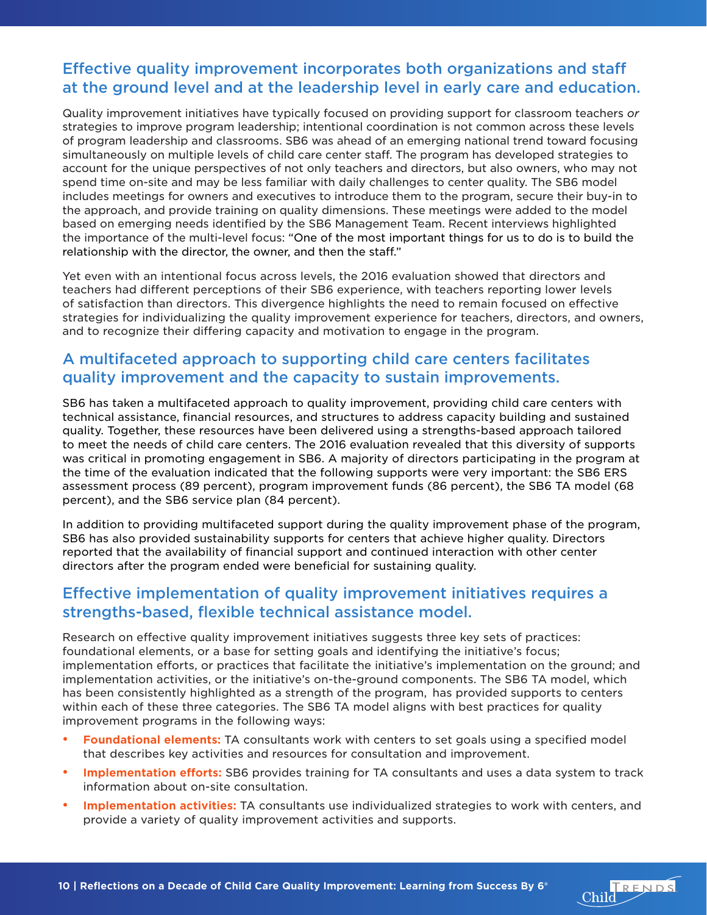## Effective quality improvement incorporates both organizations and staff at the ground level and at the leadership level in early care and education.

Quality improvement initiatives have typically focused on providing support for classroom teachers *or* strategies to improve program leadership; intentional coordination is not common across these levels of program leadership and classrooms. SB6 was ahead of an emerging national trend toward focusing simultaneously on multiple levels of child care center staff. The program has developed strategies to account for the unique perspectives of not only teachers and directors, but also owners, who may not spend time on-site and may be less familiar with daily challenges to center quality. The SB6 model includes meetings for owners and executives to introduce them to the program, secure their buy-in to the approach, and provide training on quality dimensions. These meetings were added to the model based on emerging needs identified by the SB6 Management Team. Recent interviews highlighted the importance of the multi-level focus: "One of the most important things for us to do is to build the relationship with the director, the owner, and then the staff."

Yet even with an intentional focus across levels, the 2016 evaluation showed that directors and teachers had different perceptions of their SB6 experience, with teachers reporting lower levels of satisfaction than directors. This divergence highlights the need to remain focused on effective strategies for individualizing the quality improvement experience for teachers, directors, and owners, and to recognize their differing capacity and motivation to engage in the program.

## A multifaceted approach to supporting child care centers facilitates quality improvement and the capacity to sustain improvements.

SB6 has taken a multifaceted approach to quality improvement, providing child care centers with technical assistance, financial resources, and structures to address capacity building and sustained quality. Together, these resources have been delivered using a strengths-based approach tailored to meet the needs of child care centers. The 2016 evaluation revealed that this diversity of supports was critical in promoting engagement in SB6. A majority of directors participating in the program at the time of the evaluation indicated that the following supports were very important: the SB6 ERS assessment process (89 percent), program improvement funds (86 percent), the SB6 TA model (68 percent), and the SB6 service plan (84 percent).

In addition to providing multifaceted support during the quality improvement phase of the program, SB6 has also provided sustainability supports for centers that achieve higher quality. Directors reported that the availability of financial support and continued interaction with other center directors after the program ended were beneficial for sustaining quality.

## Effective implementation of quality improvement initiatives requires a strengths-based, flexible technical assistance model.

Research on effective quality improvement initiatives suggests three key sets of practices: foundational elements, or a base for setting goals and identifying the initiative's focus; implementation efforts, or practices that facilitate the initiative's implementation on the ground; and implementation activities, or the initiative's on-the-ground components. The SB6 TA model, which has been consistently highlighted as a strength of the program, has provided supports to centers within each of these three categories. The SB6 TA model aligns with best practices for quality improvement programs in the following ways:

- **Foundational elements:** TA consultants work with centers to set goals using a specified model that describes key activities and resources for consultation and improvement.
- **Implementation efforts:** SB6 provides training for TA consultants and uses a data system to track information about on-site consultation.
- **Implementation activities:** TA consultants use individualized strategies to work with centers, and provide a variety of quality improvement activities and supports.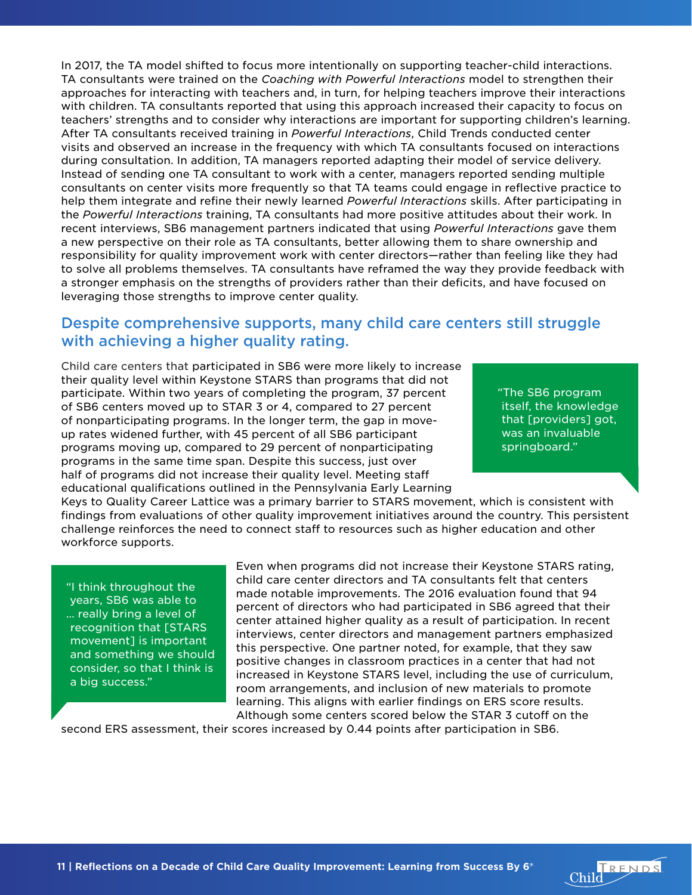In 2017, the TA model shifted to focus more intentionally on supporting teacher-child interactions. TA consultants were trained on the *Coaching with Powerful Interactions* model to strengthen their approaches for interacting with teachers and, in turn, for helping teachers improve their interactions with children. TA consultants reported that using this approach increased their capacity to focus on teachers' strengths and to consider why interactions are important for supporting children's learning. After TA consultants received training in *Powerful Interactions*, Child Trends conducted center visits and observed an increase in the frequency with which TA consultants focused on interactions during consultation. In addition, TA managers reported adapting their model of service delivery. Instead of sending one TA consultant to work with a center, managers reported sending multiple consultants on center visits more frequently so that TA teams could engage in reflective practice to help them integrate and refine their newly learned *Powerful Interactions* skills. After participating in the *Powerful Interactions* training, TA consultants had more positive attitudes about their work. In recent interviews, SB6 management partners indicated that using *Powerful Interactions* gave them a new perspective on their role as TA consultants, better allowing them to share ownership and responsibility for quality improvement work with center directors—rather than feeling like they had to solve all problems themselves. TA consultants have reframed the way they provide feedback with a stronger emphasis on the strengths of providers rather than their deficits, and have focused on leveraging those strengths to improve center quality.

## Despite comprehensive supports, many child care centers still struggle with achieving a higher quality rating.

Child care centers that participated in SB6 were more likely to increase their quality level within Keystone STARS than programs that did not participate. Within two years of completing the program, 37 percent of SB6 centers moved up to STAR 3 or 4, compared to 27 percent of nonparticipating programs. In the longer term, the gap in move-up rates widened further, with 45 percent of all SB6 participant programs moving up, compared to 29 percent of nonparticipating programs in the same time span. Despite this success, just over half of programs did not increase their quality level. Meeting staff educational qualifications outlined in the Pennsylvania Early Learning Keys to Quality Career Lattice was a primary barrier to STARS movement, which is consistent with findings from evaluations of other quality improvement initiatives around the country. This persistent challenge reinforces the need to connect staff to resources such as higher education and other workforce supports.

> "The SB6 program itself, the knowledge that [providers] got, was an invaluable springboard."

> "I think throughout the years, SB6 was able to ... really bring a level of recognition that [STARS movement] is important and something we should consider, so that I think is a big success."

Even when programs did not increase their Keystone STARS rating, child care center directors and TA consultants felt that centers made notable improvements. The 2016 evaluation found that 94 percent of directors who had participated in SB6 agreed that their center attained higher quality as a result of participation. In recent interviews, center directors and management partners emphasized this perspective. One partner noted, for example, that they saw positive changes in classroom practices in a center that had not increased in Keystone STARS level, including the use of curriculum, room arrangements, and inclusion of new materials to promote learning. This aligns with earlier findings on ERS score results. Although some centers scored below the STAR 3 cutoff on the second ERS assessment, their scores increased by 0.44 points after participation in SB6.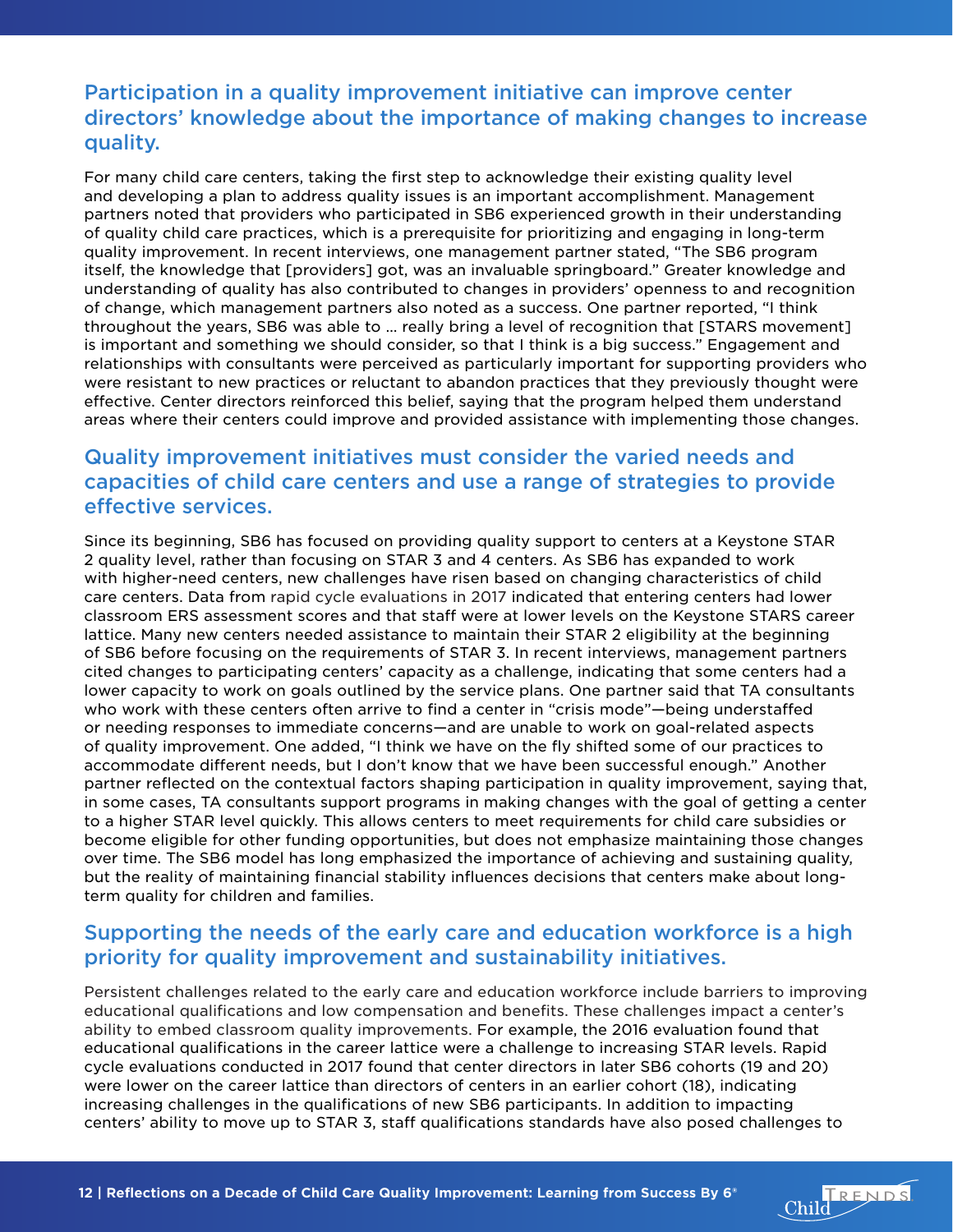## Participation in a quality improvement initiative can improve center directors' knowledge about the importance of making changes to increase quality.

For many child care centers, taking the first step to acknowledge their existing quality level and developing a plan to address quality issues is an important accomplishment. Management partners noted that providers who participated in SB6 experienced growth in their understanding of quality child care practices, which is a prerequisite for prioritizing and engaging in long-term quality improvement. In recent interviews, one management partner stated, "The SB6 program itself, the knowledge that [providers] got, was an invaluable springboard." Greater knowledge and understanding of quality has also contributed to changes in providers' openness to and recognition of change, which management partners also noted as a success. One partner reported, "I think throughout the years, SB6 was able to … really bring a level of recognition that [STARS movement] is important and something we should consider, so that I think is a big success." Engagement and relationships with consultants were perceived as particularly important for supporting providers who were resistant to new practices or reluctant to abandon practices that they previously thought were effective. Center directors reinforced this belief, saying that the program helped them understand areas where their centers could improve and provided assistance with implementing those changes.

## Quality improvement initiatives must consider the varied needs and capacities of child care centers and use a range of strategies to provide effective services.

Since its beginning, SB6 has focused on providing quality support to centers at a Keystone STAR 2 quality level, rather than focusing on STAR 3 and 4 centers. As SB6 has expanded to work with higher-need centers, new challenges have risen based on changing characteristics of child care centers. Data from rapid cycle evaluations in 2017 indicated that entering centers had lower classroom ERS assessment scores and that staff were at lower levels on the Keystone STARS career lattice. Many new centers needed assistance to maintain their STAR 2 eligibility at the beginning of SB6 before focusing on the requirements of STAR 3. In recent interviews, management partners cited changes to participating centers' capacity as a challenge, indicating that some centers had a lower capacity to work on goals outlined by the service plans. One partner said that TA consultants who work with these centers often arrive to find a center in "crisis mode"—being understaffed or needing responses to immediate concerns—and are unable to work on goal-related aspects of quality improvement. One added, "I think we have on the fly shifted some of our practices to accommodate different needs, but I don't know that we have been successful enough." Another partner reflected on the contextual factors shaping participation in quality improvement, saying that, in some cases, TA consultants support programs in making changes with the goal of getting a center to a higher STAR level quickly. This allows centers to meet requirements for child care subsidies or become eligible for other funding opportunities, but does not emphasize maintaining those changes over time. The SB6 model has long emphasized the importance of achieving and sustaining quality, but the reality of maintaining financial stability influences decisions that centers make about long-term quality for children and families.

## Supporting the needs of the early care and education workforce is a high priority for quality improvement and sustainability initiatives.

Persistent challenges related to the early care and education workforce include barriers to improving educational qualifications and low compensation and benefits. These challenges impact a center's ability to embed classroom quality improvements. For example, the 2016 evaluation found that educational qualifications in the career lattice were a challenge to increasing STAR levels. Rapid cycle evaluations conducted in 2017 found that center directors in later SB6 cohorts (19 and 20) were lower on the career lattice than directors of centers in an earlier cohort (18), indicating increasing challenges in the qualifications of new SB6 participants. In addition to impacting centers' ability to move up to STAR 3, staff qualifications standards have also posed challenges to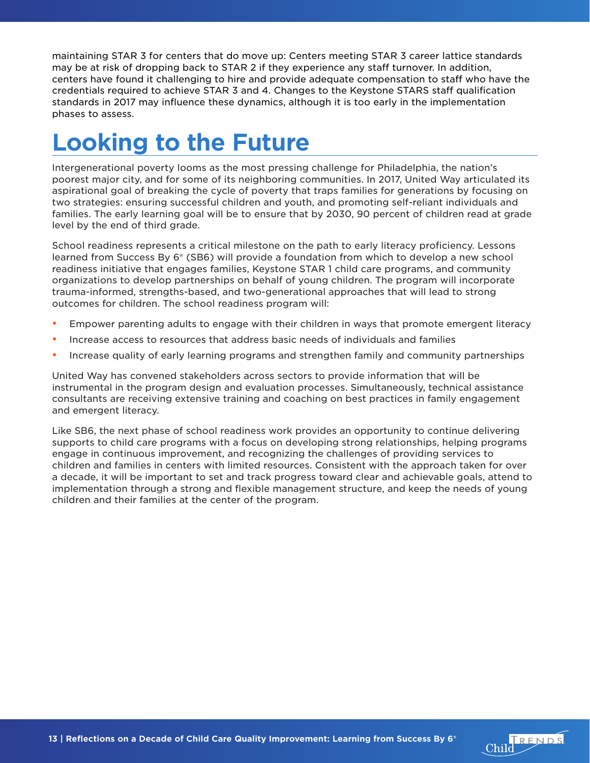maintaining STAR 3 for centers that do move up: Centers meeting STAR 3 career lattice standards may be at risk of dropping back to STAR 2 if they experience any staff turnover. In addition, centers have found it challenging to hire and provide adequate compensation to staff who have the credentials required to achieve STAR 3 and 4. Changes to the Keystone STARS staff qualification standards in 2017 may influence these dynamics, although it is too early in the implementation phases to assess.

# Looking to the Future

Intergenerational poverty looms as the most pressing challenge for Philadelphia, the nation's poorest major city, and for some of its neighboring communities. In 2017, United Way articulated its aspirational goal of breaking the cycle of poverty that traps families for generations by focusing on two strategies: ensuring successful children and youth, and promoting self-reliant individuals and families. The early learning goal will be to ensure that by 2030, 90 percent of children read at grade level by the end of third grade.

School readiness represents a critical milestone on the path to early literacy proficiency. Lessons learned from Success By 6® (SB6) will provide a foundation from which to develop a new school readiness initiative that engages families, Keystone STAR 1 child care programs, and community organizations to develop partnerships on behalf of young children. The program will incorporate trauma-informed, strengths-based, and two-generational approaches that will lead to strong outcomes for children. The school readiness program will:

- Empower parenting adults to engage with their children in ways that promote emergent literacy
- Increase access to resources that address basic needs of individuals and families
- Increase quality of early learning programs and strengthen family and community partnerships

United Way has convened stakeholders across sectors to provide information that will be instrumental in the program design and evaluation processes. Simultaneously, technical assistance consultants are receiving extensive training and coaching on best practices in family engagement and emergent literacy.

Like SB6, the next phase of school readiness work provides an opportunity to continue delivering supports to child care programs with a focus on developing strong relationships, helping programs engage in continuous improvement, and recognizing the challenges of providing services to children and families in centers with limited resources. Consistent with the approach taken for over a decade, it will be important to set and track progress toward clear and achievable goals, attend to implementation through a strong and flexible management structure, and keep the needs of young children and their families at the center of the program.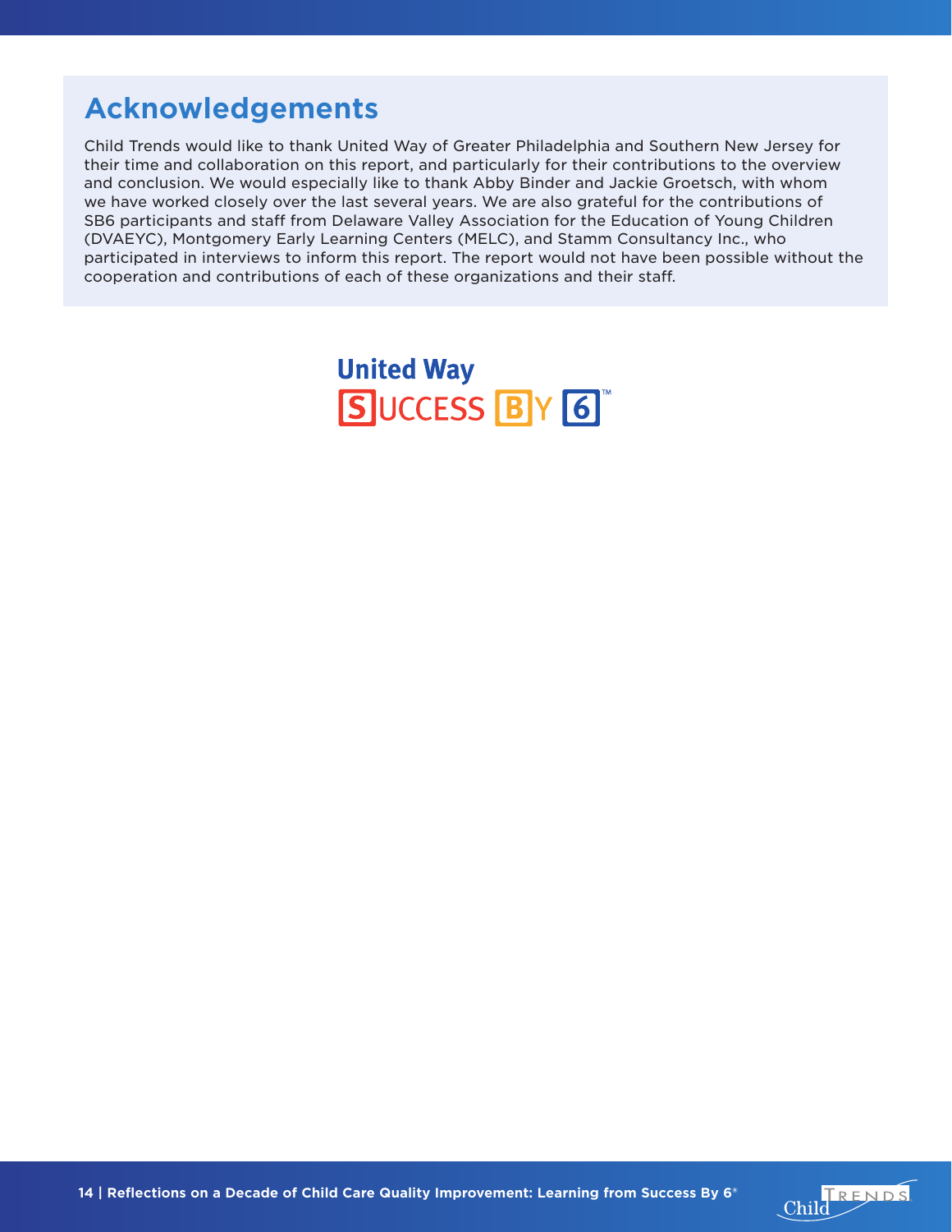## Acknowledgements

Child Trends would like to thank United Way of Greater Philadelphia and Southern New Jersey for their time and collaboration on this report, and particularly for their contributions to the overview and conclusion. We would especially like to thank Abby Binder and Jackie Groetsch, with whom we have worked closely over the last several years. We are also grateful for the contributions of SB6 participants and staff from Delaware Valley Association for the Education of Young Children (DVAEYC), Montgomery Early Learning Centers (MELC), and Stamm Consultancy Inc., who participated in interviews to inform this report. The report would not have been possible without the cooperation and contributions of each of these organizations and their staff.

United Way
SUCCESS BY 6™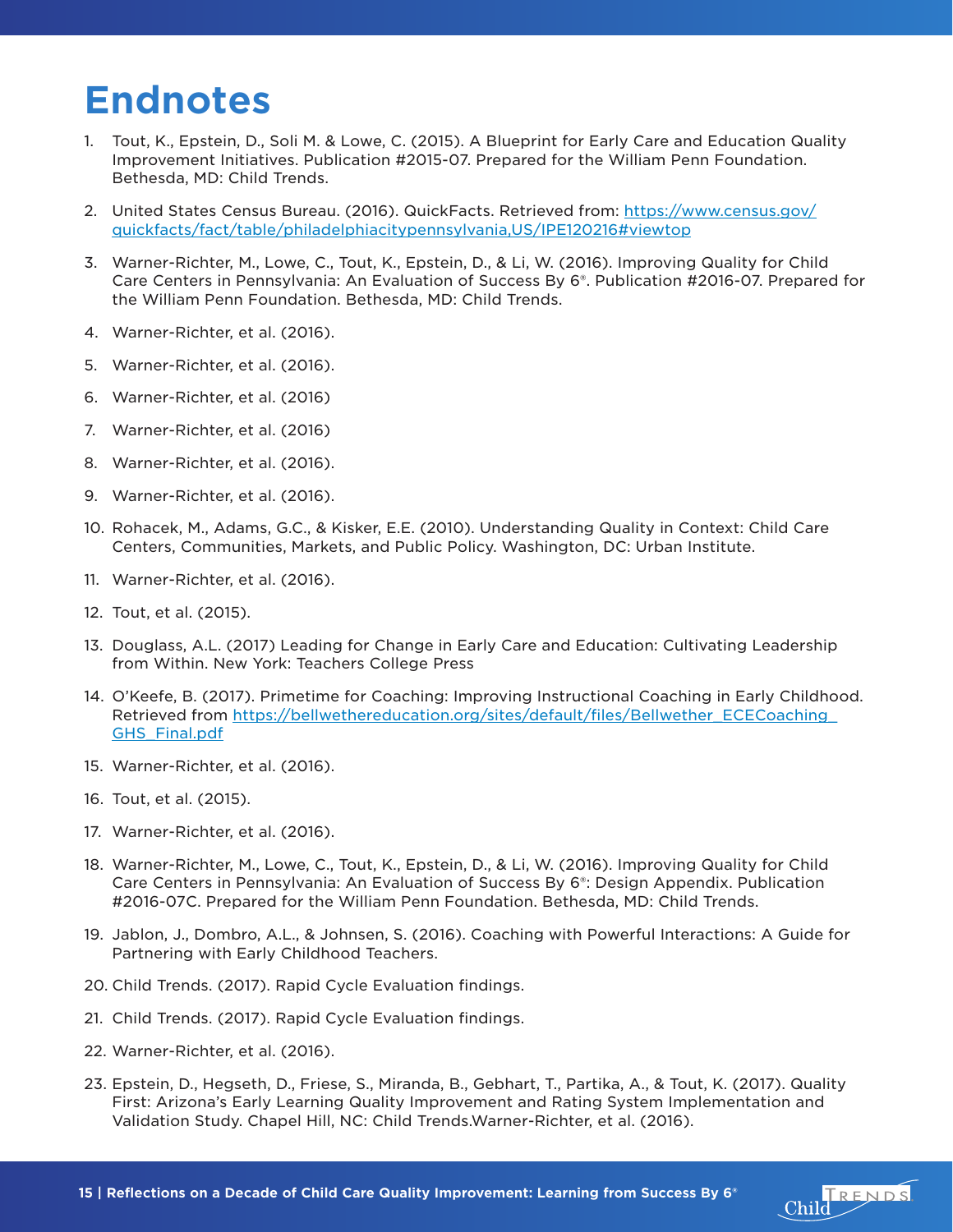# Endnotes

1. Tout, K., Epstein, D., Soli M. & Lowe, C. (2015). A Blueprint for Early Care and Education Quality Improvement Initiatives. Publication #2015-07. Prepared for the William Penn Foundation. Bethesda, MD: Child Trends.
2. United States Census Bureau. (2016). QuickFacts. Retrieved from: https://www.census.gov/quickfacts/fact/table/philadelphiacitypennsylvania,US/IPE120216#viewtop
3. Warner-Richter, M., Lowe, C., Tout, K., Epstein, D., & Li, W. (2016). Improving Quality for Child Care Centers in Pennsylvania: An Evaluation of Success By 6®. Publication #2016-07. Prepared for the William Penn Foundation. Bethesda, MD: Child Trends.
4. Warner-Richter, et al. (2016).
5. Warner-Richter, et al. (2016).
6. Warner-Richter, et al. (2016)
7. Warner-Richter, et al. (2016)
8. Warner-Richter, et al. (2016).
9. Warner-Richter, et al. (2016).
10. Rohacek, M., Adams, G.C., & Kisker, E.E. (2010). Understanding Quality in Context: Child Care Centers, Communities, Markets, and Public Policy. Washington, DC: Urban Institute.
11. Warner-Richter, et al. (2016).
12. Tout, et al. (2015).
13. Douglass, A.L. (2017) Leading for Change in Early Care and Education: Cultivating Leadership from Within. New York: Teachers College Press
14. O'Keefe, B. (2017). Primetime for Coaching: Improving Instructional Coaching in Early Childhood. Retrieved from https://bellwethereducation.org/sites/default/files/Bellwether_ECECoaching_GHS_Final.pdf
15. Warner-Richter, et al. (2016).
16. Tout, et al. (2015).
17. Warner-Richter, et al. (2016).
18. Warner-Richter, M., Lowe, C., Tout, K., Epstein, D., & Li, W. (2016). Improving Quality for Child Care Centers in Pennsylvania: An Evaluation of Success By 6®: Design Appendix. Publication #2016-07C. Prepared for the William Penn Foundation. Bethesda, MD: Child Trends.
19. Jablon, J., Dombro, A.L., & Johnsen, S. (2016). Coaching with Powerful Interactions: A Guide for Partnering with Early Childhood Teachers.
20. Child Trends. (2017). Rapid Cycle Evaluation findings.
21. Child Trends. (2017). Rapid Cycle Evaluation findings.
22. Warner-Richter, et al. (2016).
23. Epstein, D., Hegseth, D., Friese, S., Miranda, B., Gebhart, T., Partika, A., & Tout, K. (2017). Quality First: Arizona's Early Learning Quality Improvement and Rating System Implementation and Validation Study. Chapel Hill, NC: Child Trends.Warner-Richter, et al. (2016).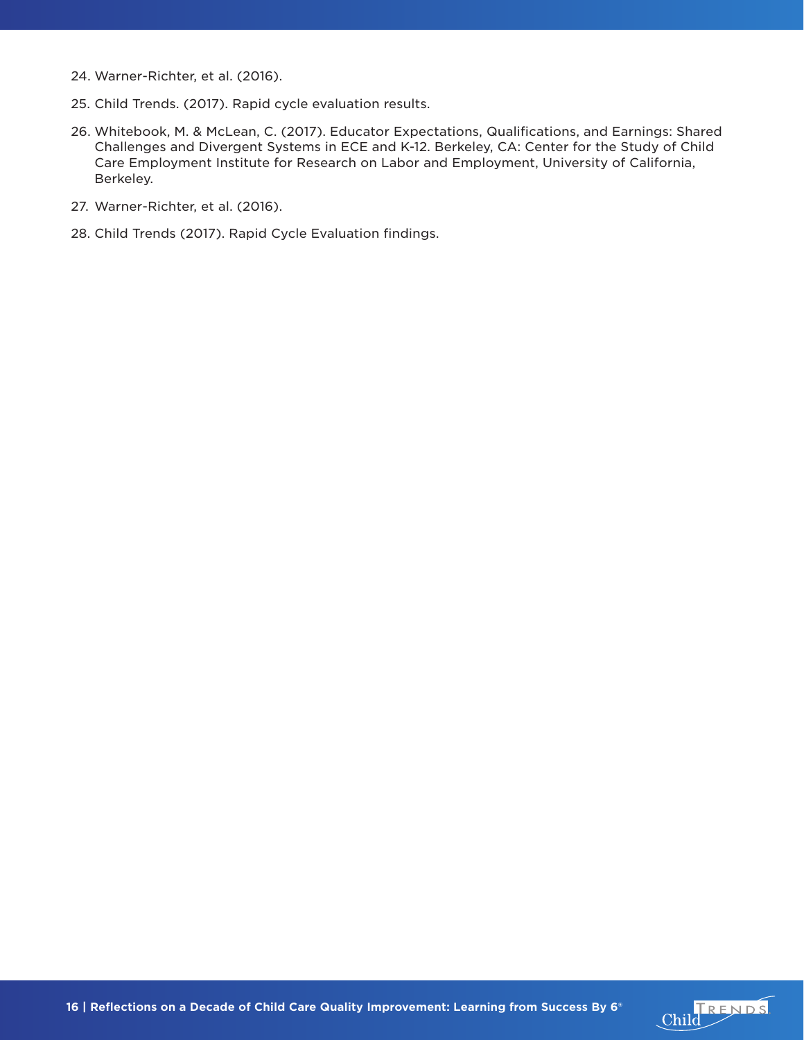24. Warner-Richter, et al. (2016).
25. Child Trends. (2017). Rapid cycle evaluation results.
26. Whitebook, M. & McLean, C. (2017). Educator Expectations, Qualifications, and Earnings: Shared Challenges and Divergent Systems in ECE and K-12. Berkeley, CA: Center for the Study of Child Care Employment Institute for Research on Labor and Employment, University of California, Berkeley.
27. Warner-Richter, et al. (2016).
28. Child Trends (2017). Rapid Cycle Evaluation findings.